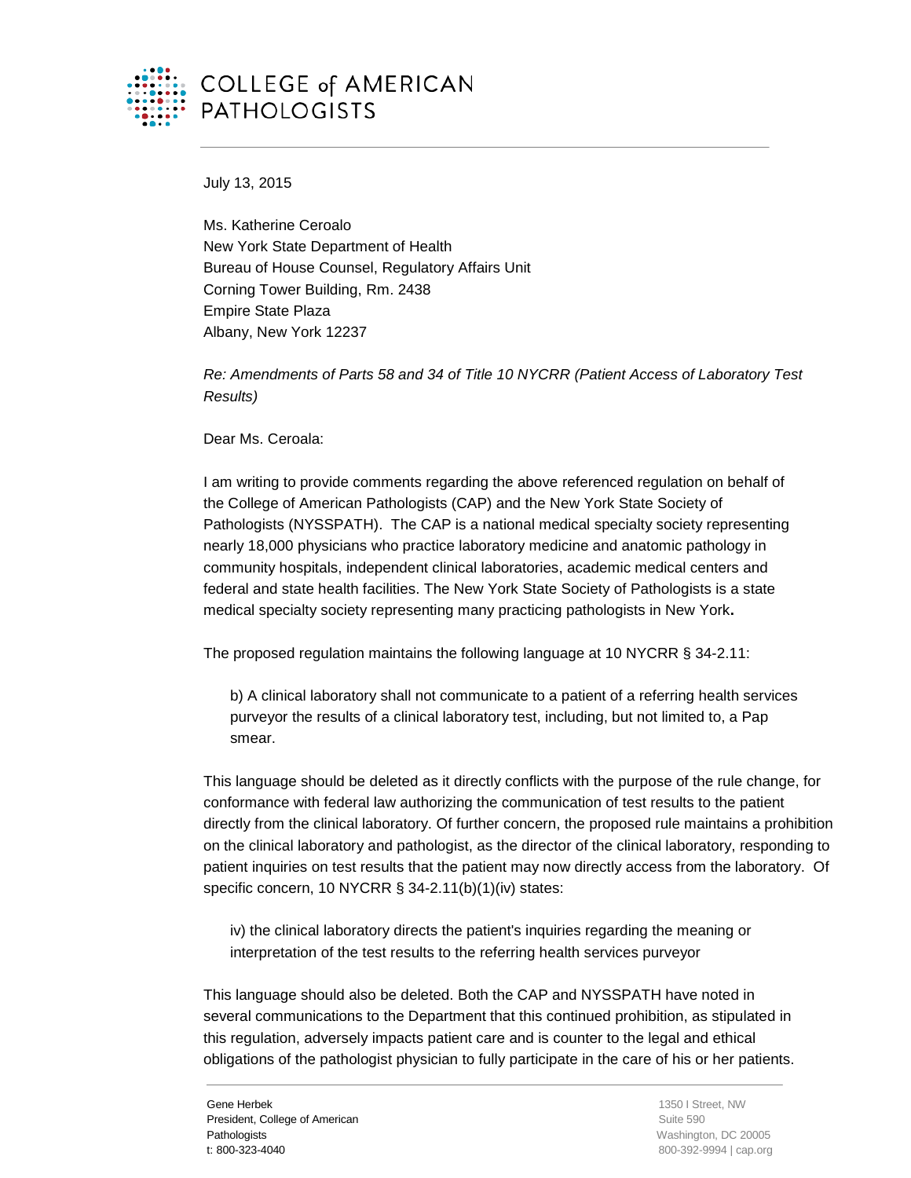COLLEGE of AMERICAN PATHOLOGISTS

July 13, 2015

Ms. Katherine Ceroalo
New York State Department of Health
Bureau of House Counsel, Regulatory Affairs Unit
Corning Tower Building, Rm. 2438
Empire State Plaza
Albany, New York 12237

*Re: Amendments of Parts 58 and 34 of Title 10 NYCRR (Patient Access of Laboratory Test Results)*

Dear Ms. Ceroala:

I am writing to provide comments regarding the above referenced regulation on behalf of the College of American Pathologists (CAP) and the New York State Society of Pathologists (NYSSPATH). The CAP is a national medical specialty society representing nearly 18,000 physicians who practice laboratory medicine and anatomic pathology in community hospitals, independent clinical laboratories, academic medical centers and federal and state health facilities. The New York State Society of Pathologists is a state medical specialty society representing many practicing pathologists in New York**.**

The proposed regulation maintains the following language at 10 NYCRR § 34-2.11:

> b) A clinical laboratory shall not communicate to a patient of a referring health services purveyor the results of a clinical laboratory test, including, but not limited to, a Pap smear.

This language should be deleted as it directly conflicts with the purpose of the rule change, for conformance with federal law authorizing the communication of test results to the patient directly from the clinical laboratory. Of further concern, the proposed rule maintains a prohibition on the clinical laboratory and pathologist, as the director of the clinical laboratory, responding to patient inquiries on test results that the patient may now directly access from the laboratory. Of specific concern, 10 NYCRR § 34-2.11(b)(1)(iv) states:

> iv) the clinical laboratory directs the patient's inquiries regarding the meaning or interpretation of the test results to the referring health services purveyor

This language should also be deleted. Both the CAP and NYSSPATH have noted in several communications to the Department that this continued prohibition, as stipulated in this regulation, adversely impacts patient care and is counter to the legal and ethical obligations of the pathologist physician to fully participate in the care of his or her patients.

Gene Herbek
President, College of American Pathologists
t: 800-323-4040

1350 I Street, NW
Suite 590
Washington, DC 20005
800-392-9994 | cap.org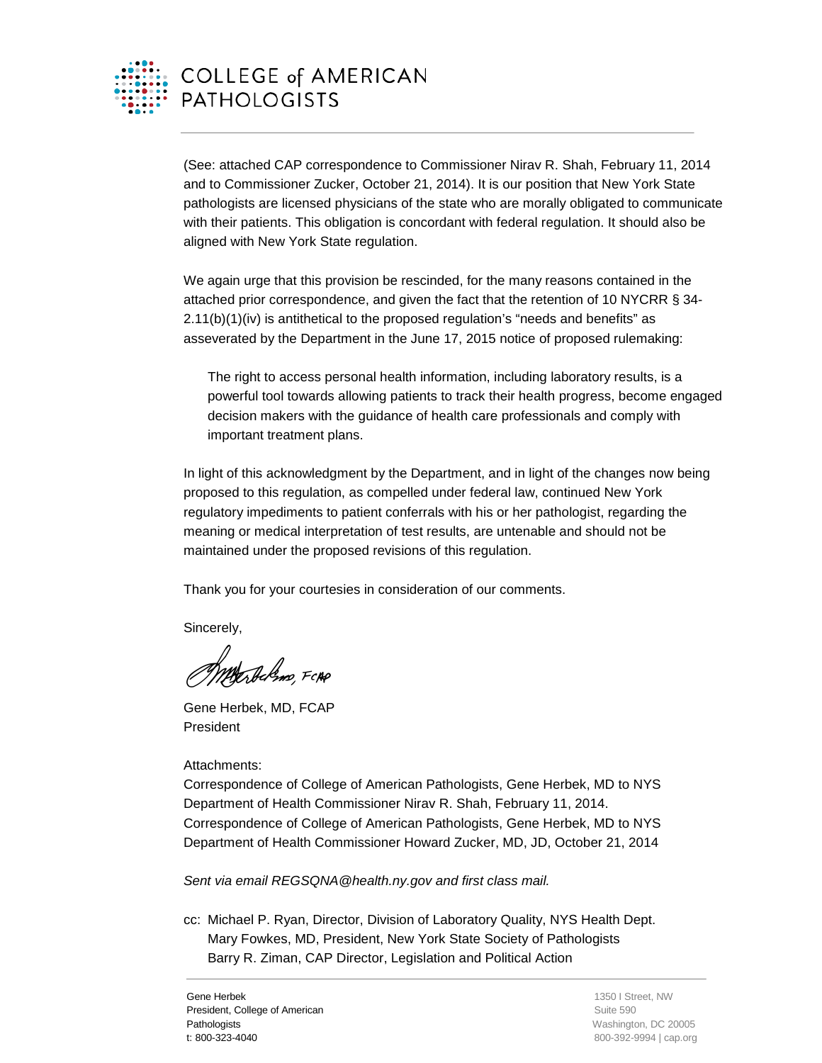(See: attached CAP correspondence to Commissioner Nirav R. Shah, February 11, 2014 and to Commissioner Zucker, October 21, 2014). It is our position that New York State pathologists are licensed physicians of the state who are morally obligated to communicate with their patients. This obligation is concordant with federal regulation. It should also be aligned with New York State regulation.

We again urge that this provision be rescinded, for the many reasons contained in the attached prior correspondence, and given the fact that the retention of 10 NYCRR § 34-2.11(b)(1)(iv) is antithetical to the proposed regulation's "needs and benefits" as asseverated by the Department in the June 17, 2015 notice of proposed rulemaking:

> The right to access personal health information, including laboratory results, is a powerful tool towards allowing patients to track their health progress, become engaged decision makers with the guidance of health care professionals and comply with important treatment plans.

In light of this acknowledgment by the Department, and in light of the changes now being proposed to this regulation, as compelled under federal law, continued New York regulatory impediments to patient conferrals with his or her pathologist, regarding the meaning or medical interpretation of test results, are untenable and should not be maintained under the proposed revisions of this regulation.

Thank you for your courtesies in consideration of our comments.

Sincerely,

Gene Herbek, MD, FCAP
President

Attachments:
Correspondence of College of American Pathologists, Gene Herbek, MD to NYS Department of Health Commissioner Nirav R. Shah, February 11, 2014.
Correspondence of College of American Pathologists, Gene Herbek, MD to NYS Department of Health Commissioner Howard Zucker, MD, JD, October 21, 2014

*Sent via email REGSQNA@health.ny.gov and first class mail.*

cc: Michael P. Ryan, Director, Division of Laboratory Quality, NYS Health Dept.
Mary Fowkes, MD, President, New York State Society of Pathologists
Barry R. Ziman, CAP Director, Legislation and Political Action